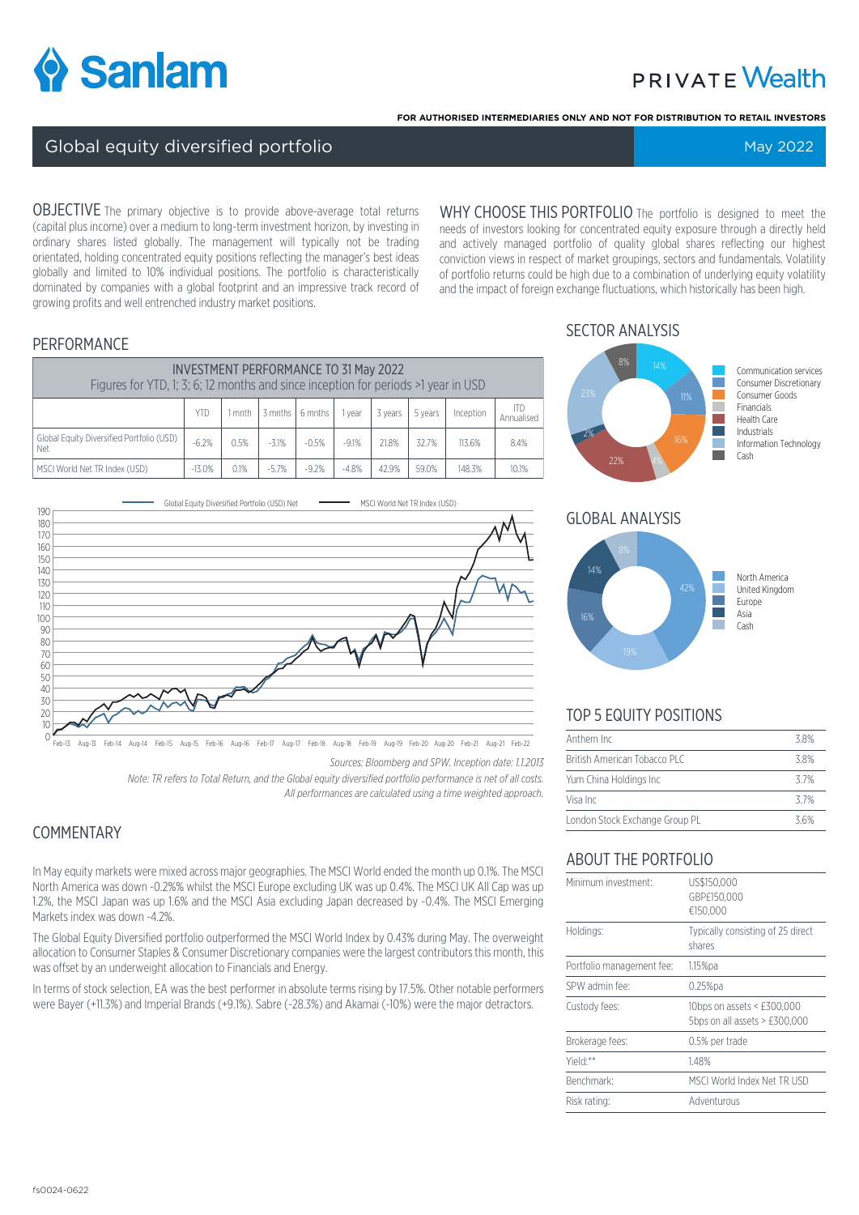# Global equity diversified portfolio

May 2022

FOR AUTHORISED INTERMEDIARIES ONLY AND NOT FOR DISTRIBUTION TO RETAIL INVESTORS

**OBJECTIVE** The primary objective is to provide above-average total returns (capital plus income) over a medium to long-term investment horizon, by investing in ordinary shares listed globally. The management will typically not be trading orientated, holding concentrated equity positions reflecting the manager's best ideas globally and limited to 10% individual positions. The portfolio is characteristically dominated by companies with a global footprint and an impressive track record of growing profits and well entrenched industry market positions.

**WHY CHOOSE THIS PORTFOLIO** The portfolio is designed to meet the needs of investors looking for concentrated equity exposure through a directly held and actively managed portfolio of quality global shares reflecting our highest conviction views in respect of market groupings, sectors and fundamentals. Volatility of portfolio returns could be high due to a combination of underlying equity volatility and the impact of foreign exchange fluctuations, which historically has been high.

## PERFORMANCE

INVESTMENT PERFORMANCE TO 31 May 2022
Figures for YTD, 1; 3; 6; 12 months and since inception for periods >1 year in USD

| | YTD | 1 mnth | 3 mnths | 6 mnths | 1 year | 3 years | 5 years | Inception | ITD Annualised |
|---|---|---|---|---|---|---|---|---|---|
| Global Equity Diversified Portfolio (USD) Net | -6.2% | 0.5% | -3.1% | -0.5% | -9.1% | 21.8% | 32.7% | 113.6% | 8.4% |
| MSCI World Net TR Index (USD) | -13.0% | 0.1% | -5.7% | -9.2% | -4.8% | 42.9% | 59.0% | 148.3% | 10.1% |

*Sources: Bloomberg and SPW. Inception date: 1.1.2013*

*Note: TR refers to Total Return, and the Global equity diversified portfolio performance is net of all costs. All performances are calculated using a time weighted approach.*

## SECTOR ANALYSIS

| Sector | % |
|---|---|
| Communication services | 14% |
| Consumer Discretionary | 11% |
| Consumer Goods | 16% |
| Financials | 4% |
| Health Care | 22% |
| Industrials | 2% |
| Information Technology | 23% |
| Cash | 8% |

## GLOBAL ANALYSIS

| Region | % |
|---|---|
| North America | 42% |
| United Kingdom | 19% |
| Europe | 16% |
| Asia | 14% |
| Cash | 8% |

## TOP 5 EQUITY POSITIONS

| | |
|---|---|
| Anthem Inc | 3.8% |
| British American Tobacco PLC | 3.8% |
| Yum China Holdings Inc | 3.7% |
| Visa Inc | 3.7% |
| London Stock Exchange Group PL | 3.6% |

## COMMENTARY

In May equity markets were mixed across major geographies. The MSCI World ended the month up 0.1%. The MSCI North America was down -0.2%% whilst the MSCI Europe excluding UK was up 0.4%. The MSCI UK All Cap was up 1.2%, the MSCI Japan was up 1.6% and the MSCI Asia excluding Japan decreased by -0.4%. The MSCI Emerging Markets index was down -4.2%.

The Global Equity Diversified portfolio outperformed the MSCI World Index by 0.43% during May. The overweight allocation to Consumer Staples & Consumer Discretionary companies were the largest contributors this month, this was offset by an underweight allocation to Financials and Energy.

In terms of stock selection, EA was the best performer in absolute terms rising by 17.5%. Other notable performers were Bayer (+11.3%) and Imperial Brands (+9.1%). Sabre (-28.3%) and Akamai (-10%) were the major detractors.

## ABOUT THE PORTFOLIO

| | |
|---|---|
| Minimum investment: | US$150,000<br>GBP£150,000<br>€150,000 |
| Holdings: | Typically consisting of 25 direct shares |
| Portfolio management fee: | 1.15%pa |
| SPW admin fee: | 0.25%pa |
| Custody fees: | 10bps on assets < £300,000<br>5bps on all assets > £300,000 |
| Brokerage fees: | 0.5% per trade |
| Yield:** | 1.48% |
| Benchmark: | MSCI World Index Net TR USD |
| Risk rating: | Adventurous |

fs0024-0622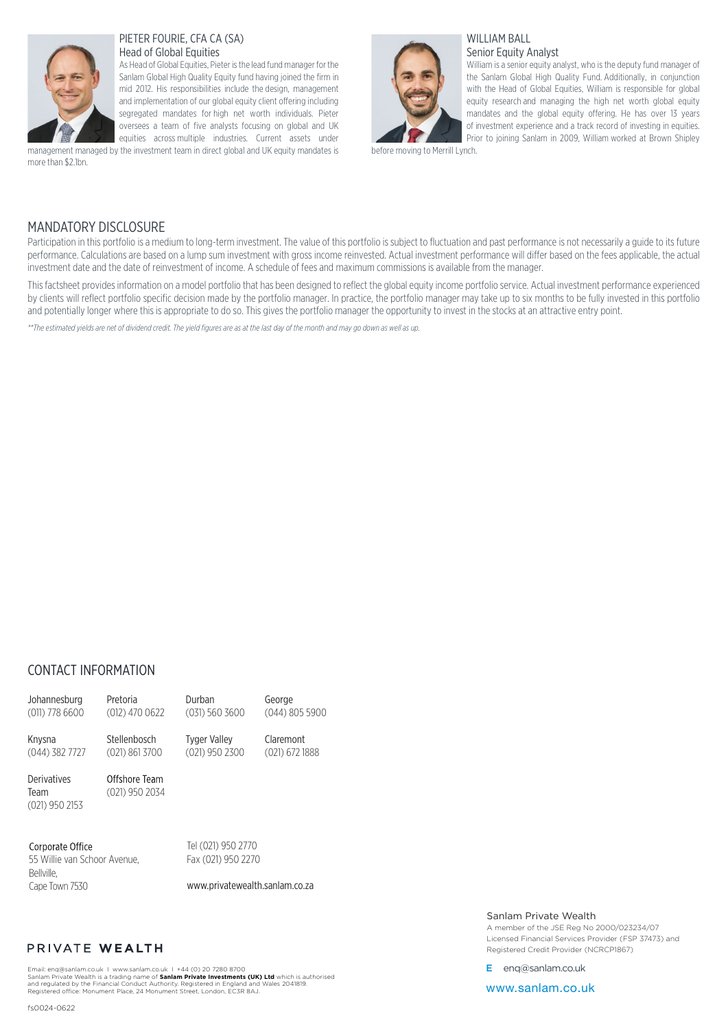### PIETER FOURIE, CFA CA (SA)
**Head of Global Equities**

As Head of Global Equities, Pieter is the lead fund manager for the Sanlam Global High Quality Equity fund having joined the firm in mid 2012. His responsibilities include the design, management and implementation of our global equity client offering including segregated mandates for high net worth individuals. Pieter oversees a team of five analysts focusing on global and UK equities across multiple industries. Current assets under management managed by the investment team in direct global and UK equity mandates is more than $2.1bn.

### WILLIAM BALL
**Senior Equity Analyst**

William is a senior equity analyst, who is the deputy fund manager of the Sanlam Global High Quality Fund. Additionally, in conjunction with the Head of Global Equities, William is responsible for global equity research and managing the high net worth global equity mandates and the global equity offering. He has over 13 years of investment experience and a track record of investing in equities. Prior to joining Sanlam in 2009, William worked at Brown Shipley before moving to Merrill Lynch.

## MANDATORY DISCLOSURE

Participation in this portfolio is a medium to long-term investment. The value of this portfolio is subject to fluctuation and past performance is not necessarily a guide to its future performance. Calculations are based on a lump sum investment with gross income reinvested. Actual investment performance will differ based on the fees applicable, the actual investment date and the date of reinvestment of income. A schedule of fees and maximum commissions is available from the manager.

This factsheet provides information on a model portfolio that has been designed to reflect the global equity income portfolio service. Actual investment performance experienced by clients will reflect portfolio specific decision made by the portfolio manager. In practice, the portfolio manager may take up to six months to be fully invested in this portfolio and potentially longer where this is appropriate to do so. This gives the portfolio manager the opportunity to invest in the stocks at an attractive entry point.

*\*\*The estimated yields are net of dividend credit. The yield figures are as at the last day of the month and may go down as well as up.*

## CONTACT INFORMATION

| | | | |
|---|---|---|---|
| Johannesburg (011) 778 6600 | Pretoria (012) 470 0622 | Durban (031) 560 3600 | George (044) 805 5900 |
| Knysna (044) 382 7727 | Stellenbosch (021) 861 3700 | Tyger Valley (021) 950 2300 | Claremont (021) 672 1888 |
| Derivatives Team (021) 950 2153 | Offshore Team (021) 950 2034 | | |

Corporate Office
55 Willie van Schoor Avenue,
Bellville,
Cape Town 7530

Tel (021) 950 2770
Fax (021) 950 2270

www.privatewealth.sanlam.co.za

PRIVATE **WEALTH**

Email: enq@sanlam.co.uk | www.sanlam.co.uk | +44 (0) 20 7280 8700
Sanlam Private Wealth is a trading name of **Sanlam Private Investments (UK) Ltd** which is authorised and regulated by the Financial Conduct Authority. Registered in England and Wales 2041819.
Registered office: Monument Place, 24 Monument Street, London, EC3R 8AJ.

Sanlam Private Wealth
A member of the JSE Reg No 2000/023234/07
Licensed Financial Services Provider (FSP 37473) and
Registered Credit Provider (NCRCP1867)

E enq@sanlam.co.uk

www.sanlam.co.uk

fs0024-0622